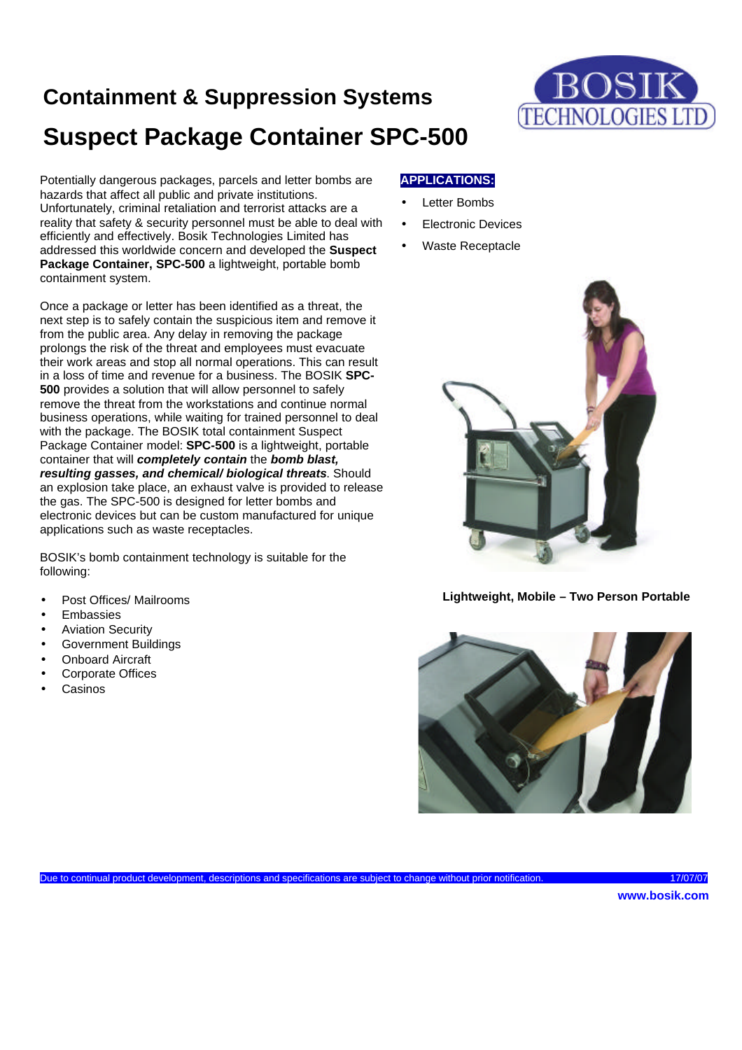# Containment & Suppression Systems

# Suspect Package Container SPC-500

Potentially dangerous packages, parcels and letter bombs are hazards that affect all public and private institutions. Unfortunately, criminal retaliation and terrorist attacks are a reality that safety & security personnel must be able to deal with efficiently and effectively. Bosik Technologies Limited has addressed this worldwide concern and developed the **Suspect Package Container, SPC-500** a lightweight, portable bomb containment system.

Once a package or letter has been identified as a threat, the next step is to safely contain the suspicious item and remove it from the public area. Any delay in removing the package prolongs the risk of the threat and employees must evacuate their work areas and stop all normal operations. This can result in a loss of time and revenue for a business. The BOSIK **SPC-500** provides a solution that will allow personnel to safely remove the threat from the workstations and continue normal business operations, while waiting for trained personnel to deal with the package. The BOSIK total containment Suspect Package Container model: **SPC-500** is a lightweight, portable container that will ***completely contain*** the ***bomb blast, resulting gasses, and chemical/ biological threats***. Should an explosion take place, an exhaust valve is provided to release the gas. The SPC-500 is designed for letter bombs and electronic devices but can be custom manufactured for unique applications such as waste receptacles.

BOSIK's bomb containment technology is suitable for the following:

- Post Offices/ Mailrooms
- Embassies
- Aviation Security
- Government Buildings
- Onboard Aircraft
- Corporate Offices
- Casinos

**APPLICATIONS:**

- Letter Bombs
- Electronic Devices
- Waste Receptacle

**Lightweight, Mobile – Two Person Portable**

Due to continual product development, descriptions and specifications are subject to change without prior notification. 17/07/07

**www.bosik.com**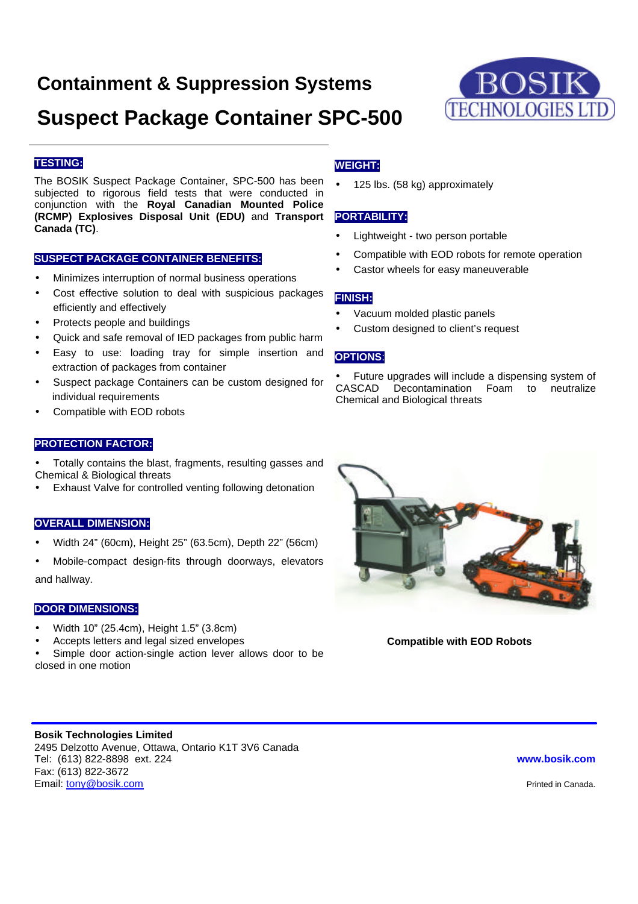# Containment & Suppression Systems

# Suspect Package Container SPC-500

BOSIK TECHNOLOGIES LTD

## TESTING:

The BOSIK Suspect Package Container, SPC-500 has been subjected to rigorous field tests that were conducted in conjunction with the **Royal Canadian Mounted Police (RCMP) Explosives Disposal Unit (EDU)** and **Transport Canada (TC)**.

## SUSPECT PACKAGE CONTAINER BENEFITS:

- Minimizes interruption of normal business operations
- Cost effective solution to deal with suspicious packages efficiently and effectively
- Protects people and buildings
- Quick and safe removal of IED packages from public harm
- Easy to use: loading tray for simple insertion and extraction of packages from container
- Suspect package Containers can be custom designed for individual requirements
- Compatible with EOD robots

## PROTECTION FACTOR:

- Totally contains the blast, fragments, resulting gasses and Chemical & Biological threats
- Exhaust Valve for controlled venting following detonation

## OVERALL DIMENSION:

- Width 24" (60cm), Height 25" (63.5cm), Depth 22" (56cm)
- Mobile-compact design-fits through doorways, elevators and hallway.

## DOOR DIMENSIONS:

- Width 10" (25.4cm), Height 1.5" (3.8cm)
- Accepts letters and legal sized envelopes
- Simple door action-single action lever allows door to be closed in one motion

## WEIGHT:

- 125 lbs. (58 kg) approximately

## PORTABILITY:

- Lightweight - two person portable
- Compatible with EOD robots for remote operation
- Castor wheels for easy maneuverable

## FINISH:

- Vacuum molded plastic panels
- Custom designed to client's request

## OPTIONS:

- Future upgrades will include a dispensing system of CASCAD Decontamination Foam to neutralize Chemical and Biological threats

**Compatible with EOD Robots**

---

**Bosik Technologies Limited**
2495 Delzotto Avenue, Ottawa, Ontario K1T 3V6 Canada
Tel: (613) 822-8898 ext. 224
Fax: (613) 822-3672
Email: tony@bosik.com

**www.bosik.com**

Printed in Canada.